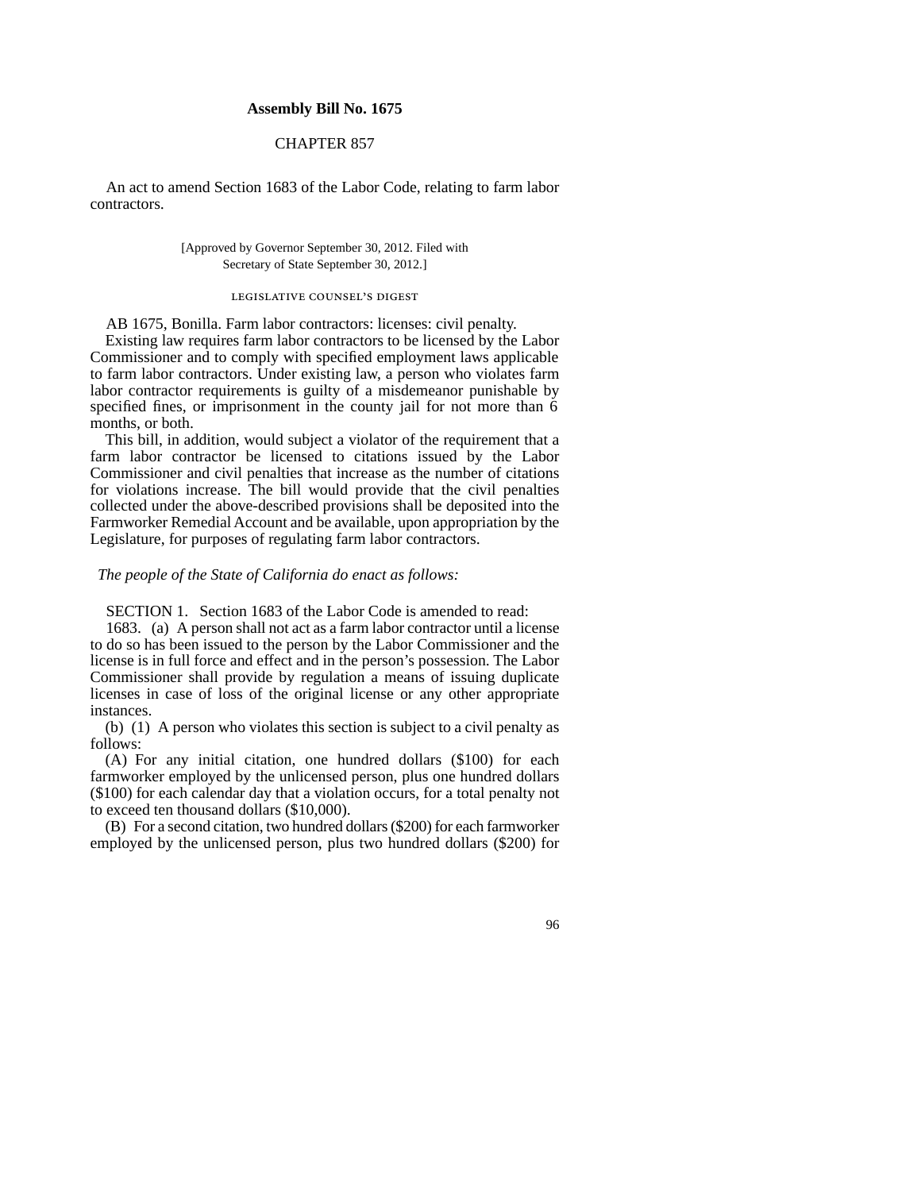**Assembly Bill No. 1675**

CHAPTER 857

An act to amend Section 1683 of the Labor Code, relating to farm labor contractors.

[Approved by Governor September 30, 2012. Filed with Secretary of State September 30, 2012.]

LEGISLATIVE COUNSEL'S DIGEST

AB 1675, Bonilla. Farm labor contractors: licenses: civil penalty.

Existing law requires farm labor contractors to be licensed by the Labor Commissioner and to comply with specified employment laws applicable to farm labor contractors. Under existing law, a person who violates farm labor contractor requirements is guilty of a misdemeanor punishable by specified fines, or imprisonment in the county jail for not more than 6 months, or both.

This bill, in addition, would subject a violator of the requirement that a farm labor contractor be licensed to citations issued by the Labor Commissioner and civil penalties that increase as the number of citations for violations increase. The bill would provide that the civil penalties collected under the above-described provisions shall be deposited into the Farmworker Remedial Account and be available, upon appropriation by the Legislature, for purposes of regulating farm labor contractors.

*The people of the State of California do enact as follows:*

SECTION 1. Section 1683 of the Labor Code is amended to read:

1683. (a) A person shall not act as a farm labor contractor until a license to do so has been issued to the person by the Labor Commissioner and the license is in full force and effect and in the person's possession. The Labor Commissioner shall provide by regulation a means of issuing duplicate licenses in case of loss of the original license or any other appropriate instances.

(b) (1) A person who violates this section is subject to a civil penalty as follows:

(A) For any initial citation, one hundred dollars ($100) for each farmworker employed by the unlicensed person, plus one hundred dollars ($100) for each calendar day that a violation occurs, for a total penalty not to exceed ten thousand dollars ($10,000).

(B) For a second citation, two hundred dollars ($200) for each farmworker employed by the unlicensed person, plus two hundred dollars ($200) for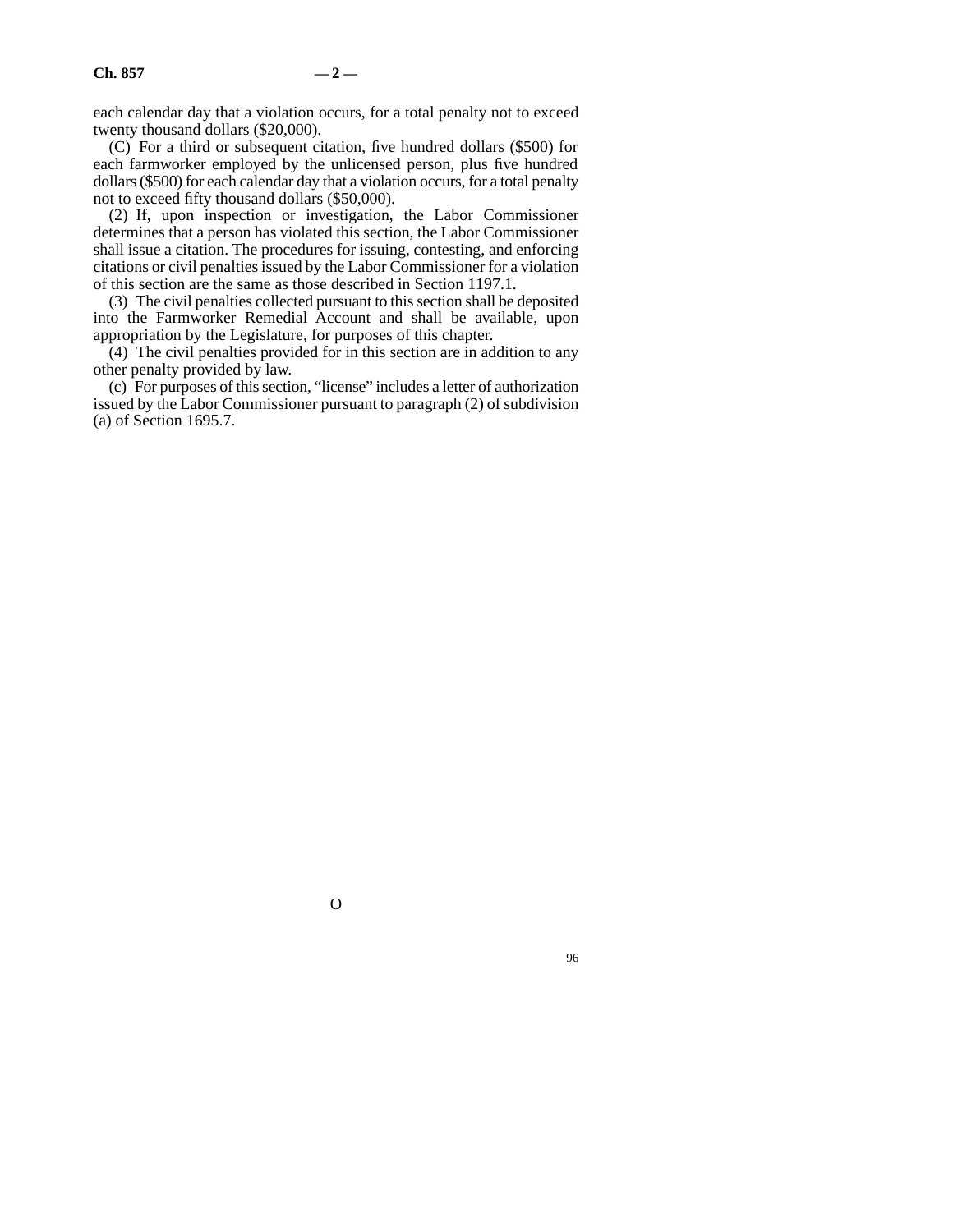each calendar day that a violation occurs, for a total penalty not to exceed twenty thousand dollars ($20,000).

(C) For a third or subsequent citation, five hundred dollars ($500) for each farmworker employed by the unlicensed person, plus five hundred dollars ($500) for each calendar day that a violation occurs, for a total penalty not to exceed fifty thousand dollars ($50,000).

(2) If, upon inspection or investigation, the Labor Commissioner determines that a person has violated this section, the Labor Commissioner shall issue a citation. The procedures for issuing, contesting, and enforcing citations or civil penalties issued by the Labor Commissioner for a violation of this section are the same as those described in Section 1197.1.

(3) The civil penalties collected pursuant to this section shall be deposited into the Farmworker Remedial Account and shall be available, upon appropriation by the Legislature, for purposes of this chapter.

(4) The civil penalties provided for in this section are in addition to any other penalty provided by law.

(c) For purposes of this section, "license" includes a letter of authorization issued by the Labor Commissioner pursuant to paragraph (2) of subdivision (a) of Section 1695.7.